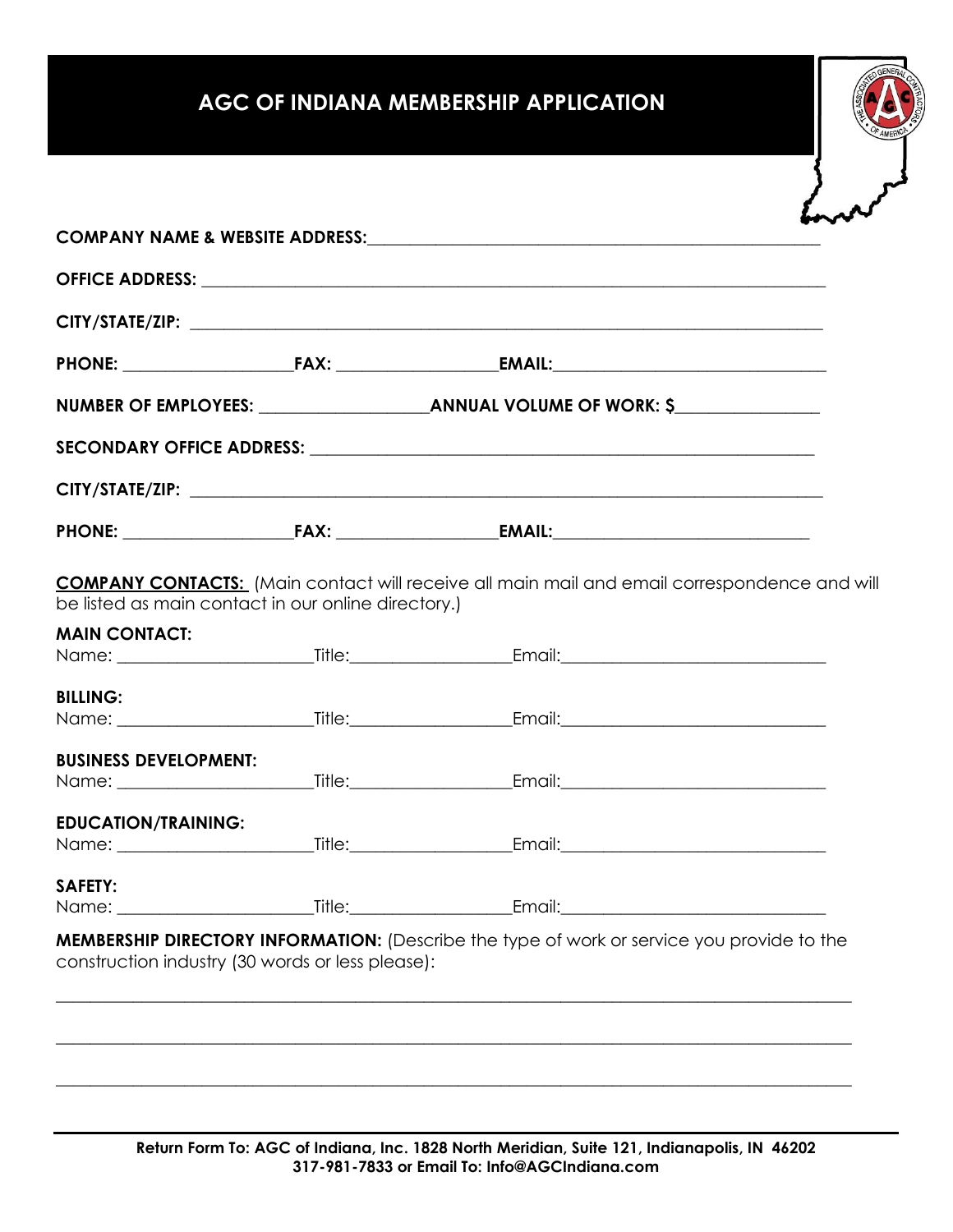# AGC OF INDIANA MEMBERSHIP APPLICATION

**COMPANY NAME & WEBSITE ADDRESS:**______________________________________________________

**OFFICE ADDRESS:** ____________________________________________________________________

**CITY/STATE/ZIP:** _____________________________________________________________________

**PHONE:** ___________________**FAX:** _________________**EMAIL:**_____________________________

**NUMBER OF EMPLOYEES:** __________________**ANNUAL VOLUME OF WORK: $**_______________

**SECONDARY OFFICE ADDRESS:** ________________________________________________________

**CITY/STATE/ZIP:** _____________________________________________________________________

**PHONE:** ___________________**FAX:** _________________**EMAIL:**____________________________

**COMPANY CONTACTS:** (Main contact will receive all main mail and email correspondence and will be listed as main contact in our online directory.)

**MAIN CONTACT:**
Name: _____________________Title:_________________Email:_____________________________

**BILLING:**
Name: _____________________Title:_________________Email:_____________________________

**BUSINESS DEVELOPMENT:**
Name: _____________________Title:_________________Email:_____________________________

**EDUCATION/TRAINING:**
Name: _____________________Title:_________________Email:_____________________________

**SAFETY:**
Name: _____________________Title:_________________Email:_____________________________

**MEMBERSHIP DIRECTORY INFORMATION:** (Describe the type of work or service you provide to the construction industry (30 words or less please):

_______________________________________________________________________________________

_______________________________________________________________________________________

_______________________________________________________________________________________

**Return Form To: AGC of Indiana, Inc. 1828 North Meridian, Suite 121, Indianapolis, IN 46202**
**317-981-7833 or Email To: Info@AGCIndiana.com**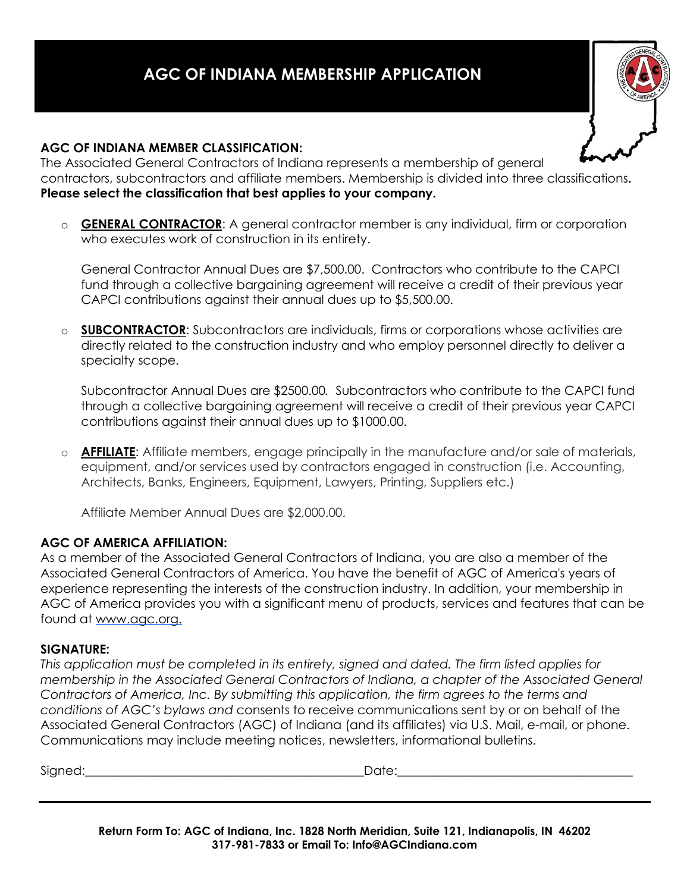# AGC OF INDIANA MEMBERSHIP APPLICATION

**AGC OF INDIANA MEMBER CLASSIFICATION:**

The Associated General Contractors of Indiana represents a membership of general contractors, subcontractors and affiliate members. Membership is divided into three classifications**.** **Please select the classification that best applies to your company.**

- **GENERAL CONTRACTOR**: A general contractor member is any individual, firm or corporation who executes work of construction in its entirety.

  General Contractor Annual Dues are $7,500.00. Contractors who contribute to the CAPCI fund through a collective bargaining agreement will receive a credit of their previous year CAPCI contributions against their annual dues up to $5,500.00.

- **SUBCONTRACTOR**: Subcontractors are individuals, firms or corporations whose activities are directly related to the construction industry and who employ personnel directly to deliver a specialty scope.

  Subcontractor Annual Dues are $2500.00. Subcontractors who contribute to the CAPCI fund through a collective bargaining agreement will receive a credit of their previous year CAPCI contributions against their annual dues up to $1000.00.

- **AFFILIATE**: Affiliate members, engage principally in the manufacture and/or sale of materials, equipment, and/or services used by contractors engaged in construction (i.e. Accounting, Architects, Banks, Engineers, Equipment, Lawyers, Printing, Suppliers etc.)

  Affiliate Member Annual Dues are $2,000.00.

**AGC OF AMERICA AFFILIATION:**

As a member of the Associated General Contractors of Indiana, you are also a member of the Associated General Contractors of America. You have the benefit of AGC of America's years of experience representing the interests of the construction industry. In addition, your membership in AGC of America provides you with a significant menu of products, services and features that can be found at www.agc.org.

**SIGNATURE:**

*This application must be completed in its entirety, signed and dated. The firm listed applies for membership in the Associated General Contractors of Indiana, a chapter of the Associated General Contractors of America, Inc. By submitting this application, the firm agrees to the terms and conditions of AGC's bylaws and* consents to receive communications sent by or on behalf of the Associated General Contractors (AGC) of Indiana (and its affiliates) via U.S. Mail, e-mail, or phone. Communications may include meeting notices, newsletters, informational bulletins.

Signed:_____________________________________________Date:____________________________________

**Return Form To: AGC of Indiana, Inc. 1828 North Meridian, Suite 121, Indianapolis, IN 46202**
**317-981-7833 or Email To: Info@AGCIndiana.com**